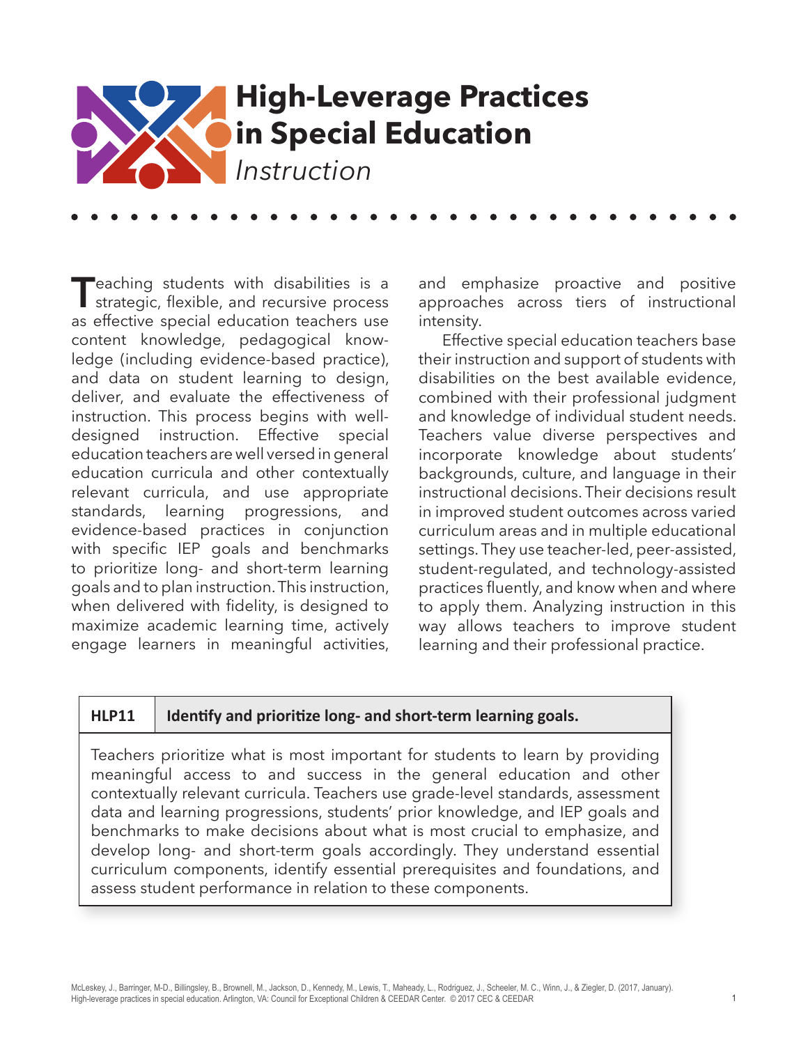# High-Leverage Practices in Special Education

*Instruction*

Teaching students with disabilities is a strategic, flexible, and recursive process as effective special education teachers use content knowledge, pedagogical knowledge (including evidence-based practice), and data on student learning to design, deliver, and evaluate the effectiveness of instruction. This process begins with well-designed instruction. Effective special education teachers are well versed in general education curricula and other contextually relevant curricula, and use appropriate standards, learning progressions, and evidence-based practices in conjunction with specific IEP goals and benchmarks to prioritize long- and short-term learning goals and to plan instruction. This instruction, when delivered with fidelity, is designed to maximize academic learning time, actively engage learners in meaningful activities, and emphasize proactive and positive approaches across tiers of instructional intensity.

Effective special education teachers base their instruction and support of students with disabilities on the best available evidence, combined with their professional judgment and knowledge of individual student needs. Teachers value diverse perspectives and incorporate knowledge about students' backgrounds, culture, and language in their instructional decisions. Their decisions result in improved student outcomes across varied curriculum areas and in multiple educational settings. They use teacher-led, peer-assisted, student-regulated, and technology-assisted practices fluently, and know when and where to apply them. Analyzing instruction in this way allows teachers to improve student learning and their professional practice.

| HLP11 | Identify and prioritize long- and short-term learning goals. |
| --- | --- |

Teachers prioritize what is most important for students to learn by providing meaningful access to and success in the general education and other contextually relevant curricula. Teachers use grade-level standards, assessment data and learning progressions, students' prior knowledge, and IEP goals and benchmarks to make decisions about what is most crucial to emphasize, and develop long- and short-term goals accordingly. They understand essential curriculum components, identify essential prerequisites and foundations, and assess student performance in relation to these components.

McLeskey, J., Barringer, M-D., Billingsley, B., Brownell, M., Jackson, D., Kennedy, M., Lewis, T., Maheady, L., Rodriguez, J., Scheeler, M. C., Winn, J., & Ziegler, D. (2017, January). High-leverage practices in special education. Arlington, VA: Council for Exceptional Children & CEEDAR Center. © 2017 CEC & CEEDAR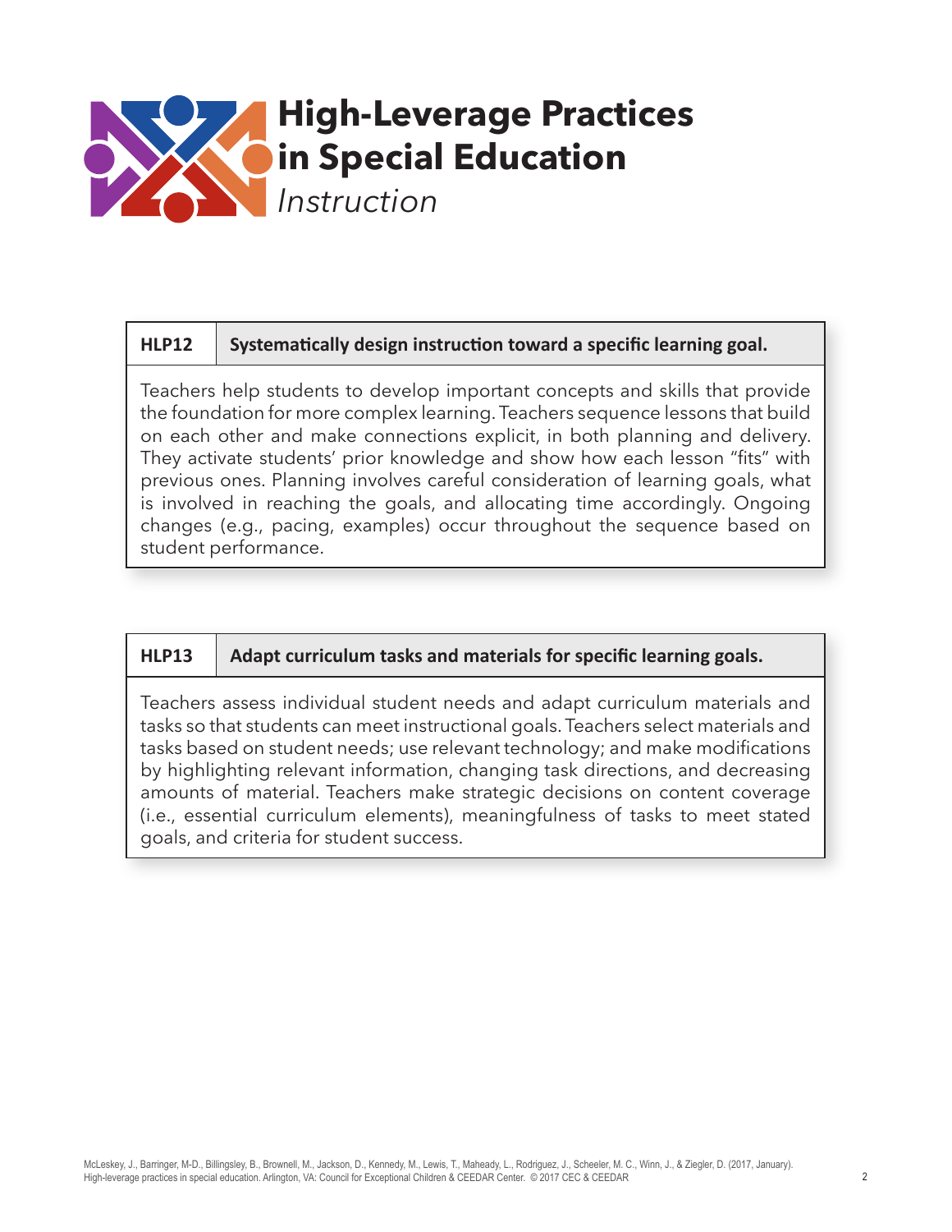# High-Leverage Practices in Special Education

*Instruction*

| HLP12 | Systematically design instruction toward a specific learning goal. |
|---|---|

Teachers help students to develop important concepts and skills that provide the foundation for more complex learning. Teachers sequence lessons that build on each other and make connections explicit, in both planning and delivery. They activate students' prior knowledge and show how each lesson "fits" with previous ones. Planning involves careful consideration of learning goals, what is involved in reaching the goals, and allocating time accordingly. Ongoing changes (e.g., pacing, examples) occur throughout the sequence based on student performance.

| HLP13 | Adapt curriculum tasks and materials for specific learning goals. |
|---|---|

Teachers assess individual student needs and adapt curriculum materials and tasks so that students can meet instructional goals. Teachers select materials and tasks based on student needs; use relevant technology; and make modifications by highlighting relevant information, changing task directions, and decreasing amounts of material. Teachers make strategic decisions on content coverage (i.e., essential curriculum elements), meaningfulness of tasks to meet stated goals, and criteria for student success.

McLeskey, J., Barringer, M-D., Billingsley, B., Brownell, M., Jackson, D., Kennedy, M., Lewis, T., Maheady, L., Rodriguez, J., Scheeler, M. C., Winn, J., & Ziegler, D. (2017, January). High-leverage practices in special education. Arlington, VA: Council for Exceptional Children & CEEDAR Center. © 2017 CEC & CEEDAR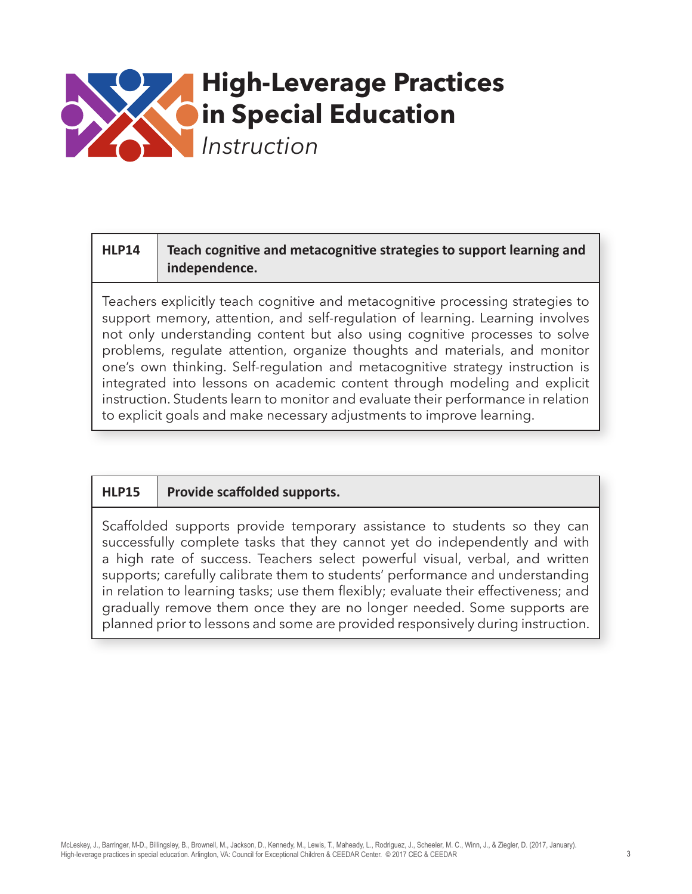# High-Leverage Practices in Special Education

*Instruction*

| HLP14 | Teach cognitive and metacognitive strategies to support learning and independence. |
| --- | --- |

Teachers explicitly teach cognitive and metacognitive processing strategies to support memory, attention, and self-regulation of learning. Learning involves not only understanding content but also using cognitive processes to solve problems, regulate attention, organize thoughts and materials, and monitor one's own thinking. Self-regulation and metacognitive strategy instruction is integrated into lessons on academic content through modeling and explicit instruction. Students learn to monitor and evaluate their performance in relation to explicit goals and make necessary adjustments to improve learning.

| HLP15 | Provide scaffolded supports. |
| --- | --- |

Scaffolded supports provide temporary assistance to students so they can successfully complete tasks that they cannot yet do independently and with a high rate of success. Teachers select powerful visual, verbal, and written supports; carefully calibrate them to students' performance and understanding in relation to learning tasks; use them flexibly; evaluate their effectiveness; and gradually remove them once they are no longer needed. Some supports are planned prior to lessons and some are provided responsively during instruction.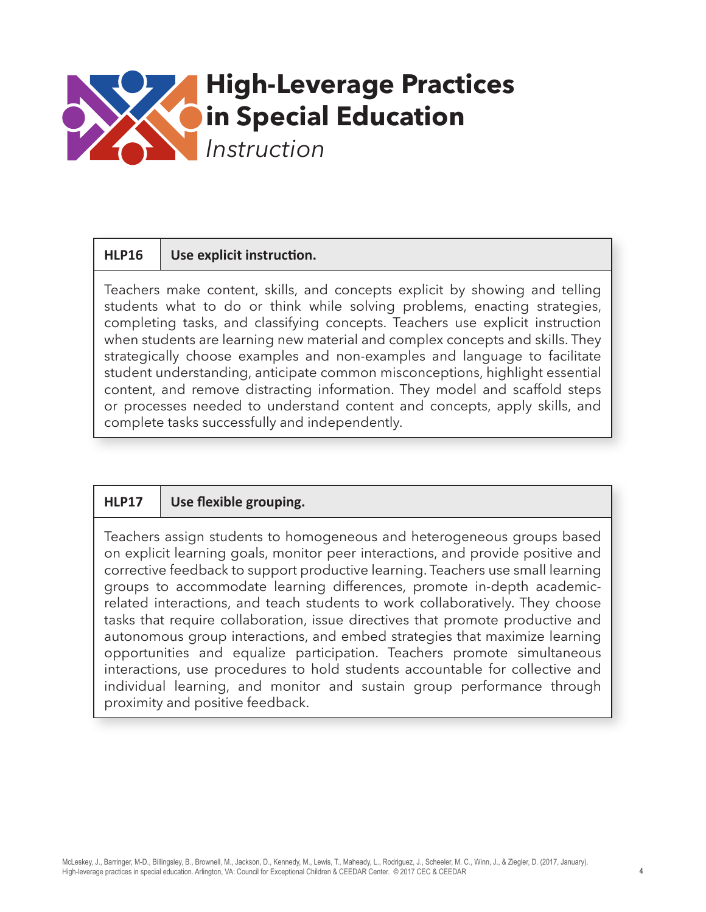# High-Leverage Practices in Special Education

*Instruction*

| HLP16 | Use explicit instruction. |
|---|---|

Teachers make content, skills, and concepts explicit by showing and telling students what to do or think while solving problems, enacting strategies, completing tasks, and classifying concepts. Teachers use explicit instruction when students are learning new material and complex concepts and skills. They strategically choose examples and non-examples and language to facilitate student understanding, anticipate common misconceptions, highlight essential content, and remove distracting information. They model and scaffold steps or processes needed to understand content and concepts, apply skills, and complete tasks successfully and independently.

| HLP17 | Use flexible grouping. |
|---|---|

Teachers assign students to homogeneous and heterogeneous groups based on explicit learning goals, monitor peer interactions, and provide positive and corrective feedback to support productive learning. Teachers use small learning groups to accommodate learning differences, promote in-depth academic-related interactions, and teach students to work collaboratively. They choose tasks that require collaboration, issue directives that promote productive and autonomous group interactions, and embed strategies that maximize learning opportunities and equalize participation. Teachers promote simultaneous interactions, use procedures to hold students accountable for collective and individual learning, and monitor and sustain group performance through proximity and positive feedback.

McLeskey, J., Barringer, M-D., Billingsley, B., Brownell, M., Jackson, D., Kennedy, M., Lewis, T., Maheady, L., Rodriguez, J., Scheeler, M. C., Winn, J., & Ziegler, D. (2017, January). High-leverage practices in special education. Arlington, VA: Council for Exceptional Children & CEEDAR Center. © 2017 CEC & CEEDAR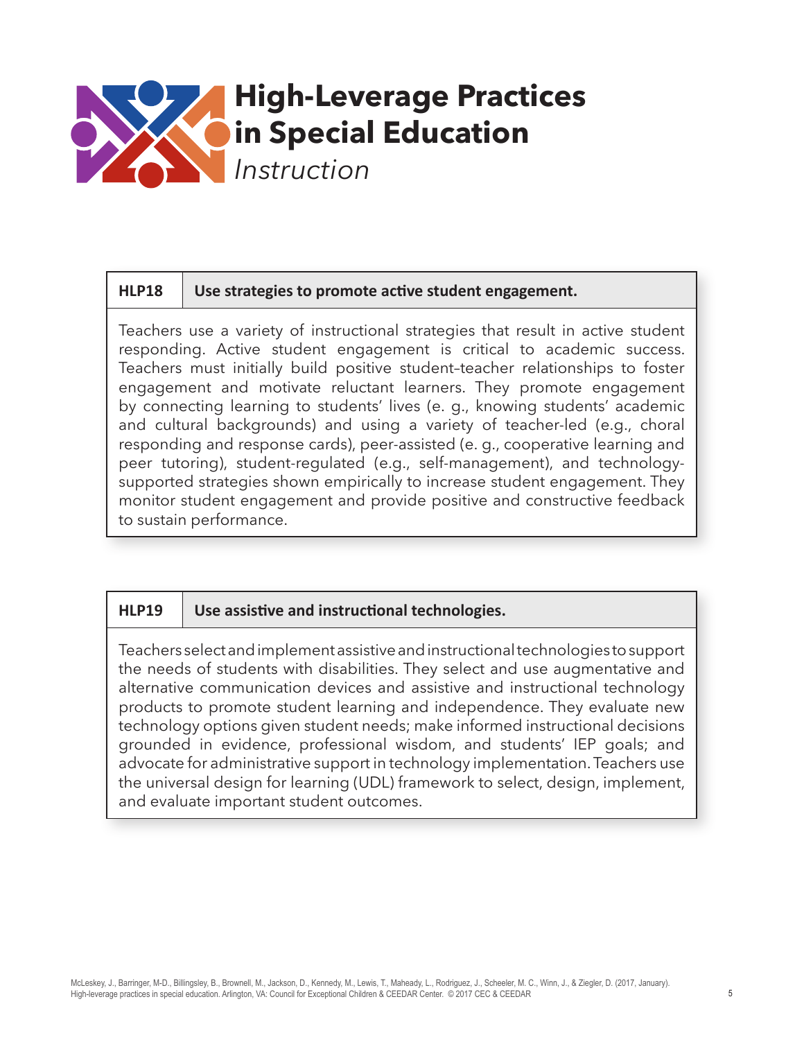# High-Leverage Practices in Special Education

*Instruction*

## HLP18 Use strategies to promote active student engagement.

Teachers use a variety of instructional strategies that result in active student responding. Active student engagement is critical to academic success. Teachers must initially build positive student–teacher relationships to foster engagement and motivate reluctant learners. They promote engagement by connecting learning to students' lives (e. g., knowing students' academic and cultural backgrounds) and using a variety of teacher-led (e.g., choral responding and response cards), peer-assisted (e. g., cooperative learning and peer tutoring), student-regulated (e.g., self-management), and technology-supported strategies shown empirically to increase student engagement. They monitor student engagement and provide positive and constructive feedback to sustain performance.

## HLP19 Use assistive and instructional technologies.

Teachers select and implement assistive and instructional technologies to support the needs of students with disabilities. They select and use augmentative and alternative communication devices and assistive and instructional technology products to promote student learning and independence. They evaluate new technology options given student needs; make informed instructional decisions grounded in evidence, professional wisdom, and students' IEP goals; and advocate for administrative support in technology implementation. Teachers use the universal design for learning (UDL) framework to select, design, implement, and evaluate important student outcomes.

McLeskey, J., Barringer, M-D., Billingsley, B., Brownell, M., Jackson, D., Kennedy, M., Lewis, T., Maheady, L., Rodriguez, J., Scheeler, M. C., Winn, J., & Ziegler, D. (2017, January). High-leverage practices in special education. Arlington, VA: Council for Exceptional Children & CEEDAR Center. © 2017 CEC & CEEDAR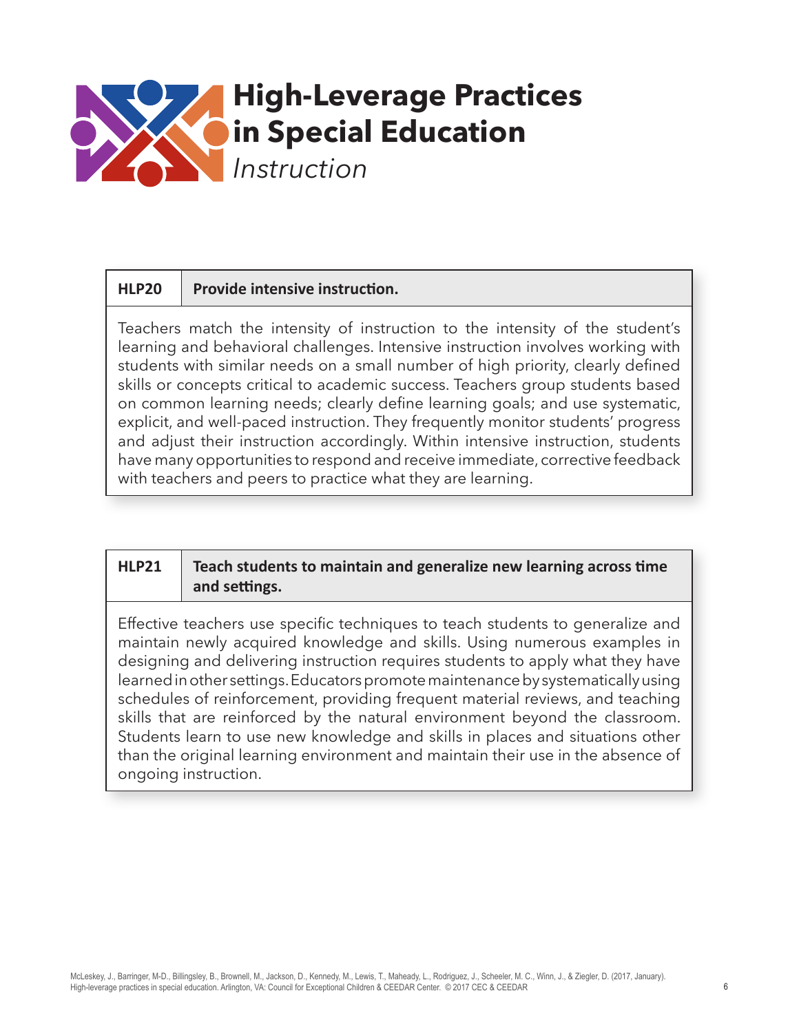# High-Leverage Practices in Special Education

*Instruction*

| HLP20 | Provide intensive instruction. |
|---|---|

Teachers match the intensity of instruction to the intensity of the student's learning and behavioral challenges. Intensive instruction involves working with students with similar needs on a small number of high priority, clearly defined skills or concepts critical to academic success. Teachers group students based on common learning needs; clearly define learning goals; and use systematic, explicit, and well-paced instruction. They frequently monitor students' progress and adjust their instruction accordingly. Within intensive instruction, students have many opportunities to respond and receive immediate, corrective feedback with teachers and peers to practice what they are learning.

| HLP21 | Teach students to maintain and generalize new learning across time and settings. |
|---|---|

Effective teachers use specific techniques to teach students to generalize and maintain newly acquired knowledge and skills. Using numerous examples in designing and delivering instruction requires students to apply what they have learned in other settings. Educators promote maintenance by systematically using schedules of reinforcement, providing frequent material reviews, and teaching skills that are reinforced by the natural environment beyond the classroom. Students learn to use new knowledge and skills in places and situations other than the original learning environment and maintain their use in the absence of ongoing instruction.

McLeskey, J., Barringer, M-D., Billingsley, B., Brownell, M., Jackson, D., Kennedy, M., Lewis, T., Maheady, L., Rodriguez, J., Scheeler, M. C., Winn, J., & Ziegler, D. (2017, January). High-leverage practices in special education. Arlington, VA: Council for Exceptional Children & CEEDAR Center. © 2017 CEC & CEEDAR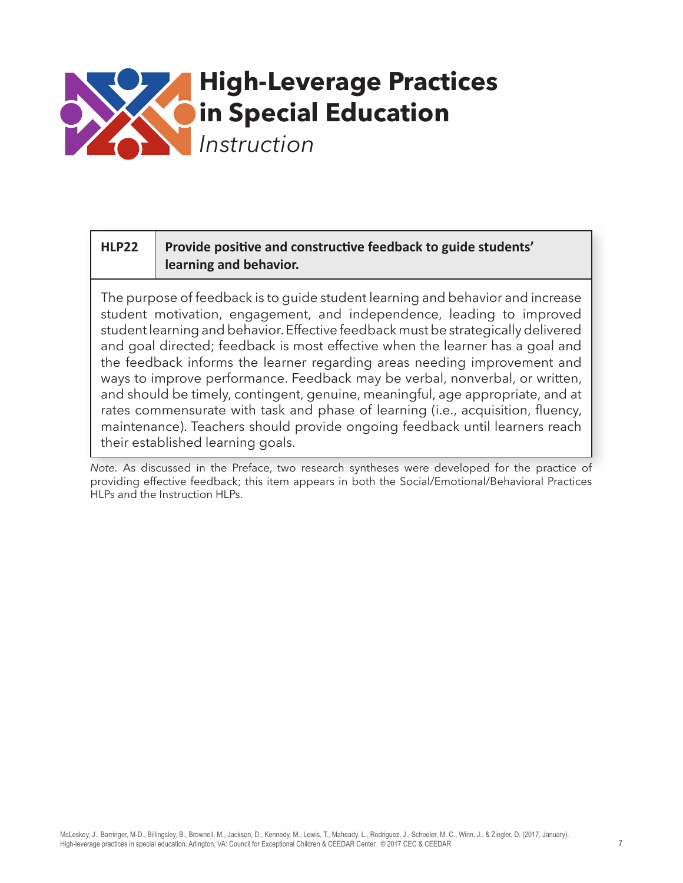# High-Leverage Practices in Special Education

*Instruction*

| HLP22 | Provide positive and constructive feedback to guide students' learning and behavior. |
|---|---|

The purpose of feedback is to guide student learning and behavior and increase student motivation, engagement, and independence, leading to improved student learning and behavior. Effective feedback must be strategically delivered and goal directed; feedback is most effective when the learner has a goal and the feedback informs the learner regarding areas needing improvement and ways to improve performance. Feedback may be verbal, nonverbal, or written, and should be timely, contingent, genuine, meaningful, age appropriate, and at rates commensurate with task and phase of learning (i.e., acquisition, fluency, maintenance). Teachers should provide ongoing feedback until learners reach their established learning goals.

*Note.* As discussed in the Preface, two research syntheses were developed for the practice of providing effective feedback; this item appears in both the Social/Emotional/Behavioral Practices HLPs and the Instruction HLPs.

McLeskey, J., Barringer, M-D., Billingsley, B., Brownell, M., Jackson, D., Kennedy, M., Lewis, T., Maheady, L., Rodriguez, J., Scheeler, M. C., Winn, J., & Ziegler, D. (2017, January). High-leverage practices in special education. Arlington, VA: Council for Exceptional Children & CEEDAR Center. © 2017 CEC & CEEDAR